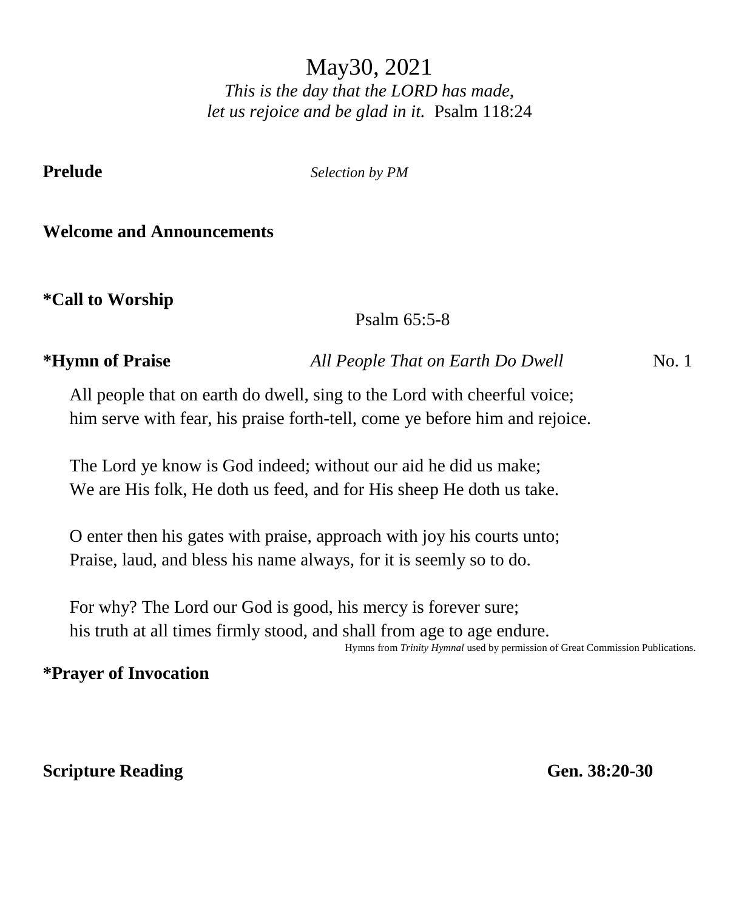# May30, 2021

*This is the day that the LORD has made,*
*let us rejoice and be glad in it.* Psalm 118:24

**Prelude** *Selection by PM*

**Welcome and Announcements**

**\*Call to Worship**

Psalm 65:5-8

**\*Hymn of Praise** *All People That on Earth Do Dwell* No. 1

All people that on earth do dwell, sing to the Lord with cheerful voice;
him serve with fear, his praise forth-tell, come ye before him and rejoice.

The Lord ye know is God indeed; without our aid he did us make;
We are His folk, He doth us feed, and for His sheep He doth us take.

O enter then his gates with praise, approach with joy his courts unto;
Praise, laud, and bless his name always, for it is seemly so to do.

For why? The Lord our God is good, his mercy is forever sure;
his truth at all times firmly stood, and shall from age to age endure.

Hymns from *Trinity Hymnal* used by permission of Great Commission Publications.

**\*Prayer of Invocation**

**Scripture Reading** **Gen. 38:20-30**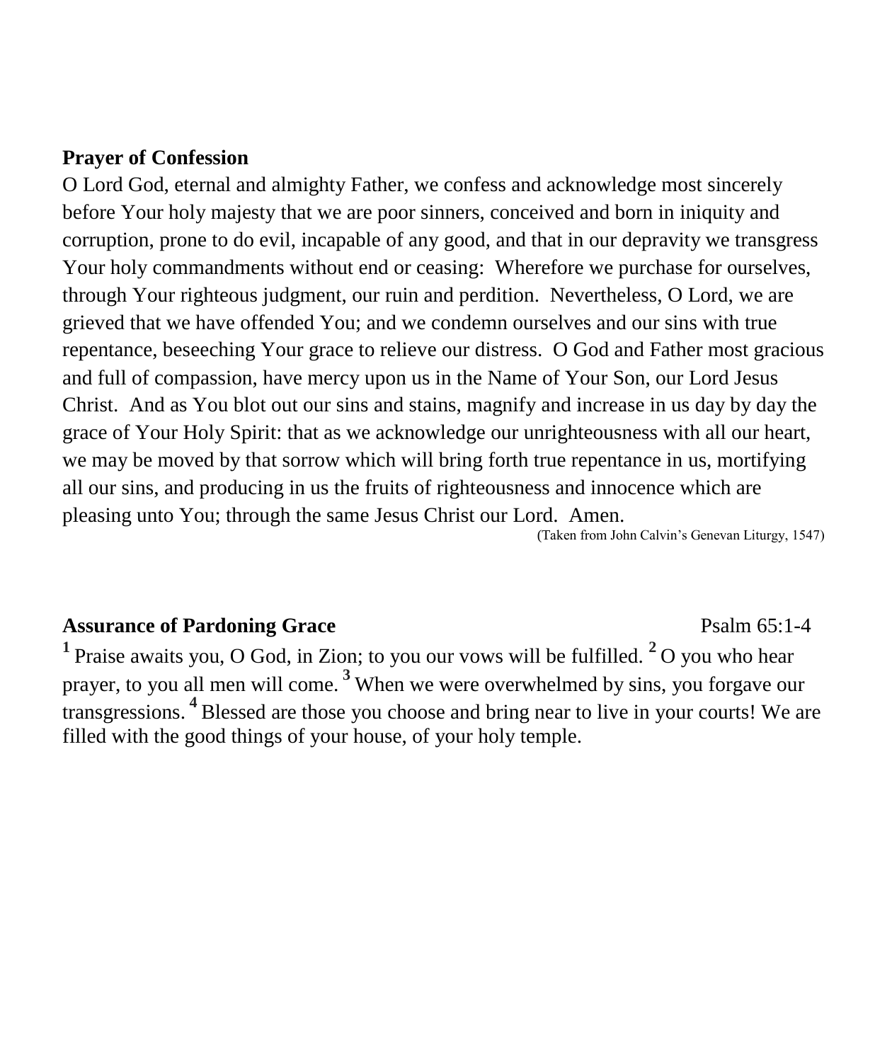**Prayer of Confession**

O Lord God, eternal and almighty Father, we confess and acknowledge most sincerely before Your holy majesty that we are poor sinners, conceived and born in iniquity and corruption, prone to do evil, incapable of any good, and that in our depravity we transgress Your holy commandments without end or ceasing: Wherefore we purchase for ourselves, through Your righteous judgment, our ruin and perdition. Nevertheless, O Lord, we are grieved that we have offended You; and we condemn ourselves and our sins with true repentance, beseeching Your grace to relieve our distress. O God and Father most gracious and full of compassion, have mercy upon us in the Name of Your Son, our Lord Jesus Christ. And as You blot out our sins and stains, magnify and increase in us day by day the grace of Your Holy Spirit: that as we acknowledge our unrighteousness with all our heart, we may be moved by that sorrow which will bring forth true repentance in us, mortifying all our sins, and producing in us the fruits of righteousness and innocence which are pleasing unto You; through the same Jesus Christ our Lord. Amen.

(Taken from John Calvin's Genevan Liturgy, 1547)

**Assurance of Pardoning Grace** Psalm 65:1-4

[1] Praise awaits you, O God, in Zion; to you our vows will be fulfilled. [2] O you who hear prayer, to you all men will come. [3] When we were overwhelmed by sins, you forgave our transgressions. [4] Blessed are those you choose and bring near to live in your courts! We are filled with the good things of your house, of your holy temple.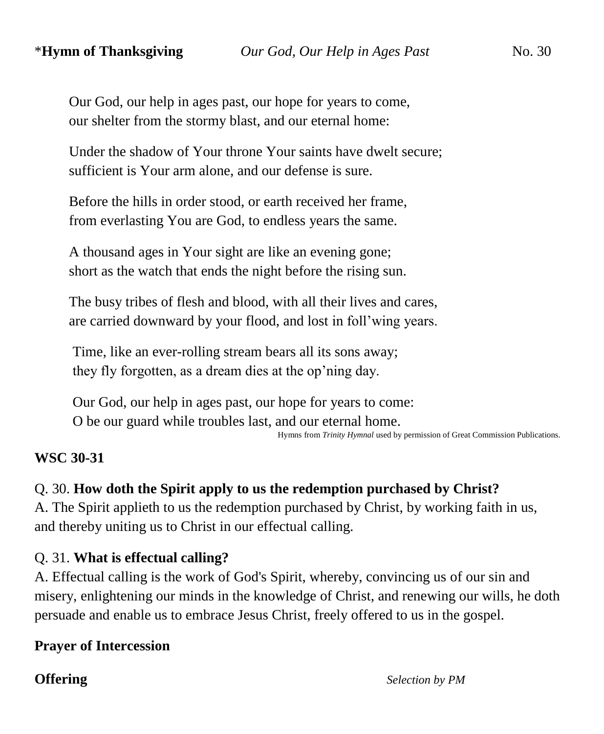*__Hymn of Thanksgiving__ *Our God, Our Help in Ages Past* No. 30

Our God, our help in ages past, our hope for years to come,
our shelter from the stormy blast, and our eternal home:

Under the shadow of Your throne Your saints have dwelt secure;
sufficient is Your arm alone, and our defense is sure.

Before the hills in order stood, or earth received her frame,
from everlasting You are God, to endless years the same.

A thousand ages in Your sight are like an evening gone;
short as the watch that ends the night before the rising sun.

The busy tribes of flesh and blood, with all their lives and cares,
are carried downward by your flood, and lost in foll'wing years.

Time, like an ever-rolling stream bears all its sons away;
they fly forgotten, as a dream dies at the op'ning day.

Our God, our help in ages past, our hope for years to come:
O be our guard while troubles last, and our eternal home.

Hymns from *Trinity Hymnal* used by permission of Great Commission Publications.

**WSC 30-31**

Q. 30. **How doth the Spirit apply to us the redemption purchased by Christ?**
A. The Spirit applieth to us the redemption purchased by Christ, by working faith in us, and thereby uniting us to Christ in our effectual calling.

Q. 31. **What is effectual calling?**
A. Effectual calling is the work of God's Spirit, whereby, convincing us of our sin and misery, enlightening our minds in the knowledge of Christ, and renewing our wills, he doth persuade and enable us to embrace Jesus Christ, freely offered to us in the gospel.

**Prayer of Intercession**

**Offering** *Selection by PM*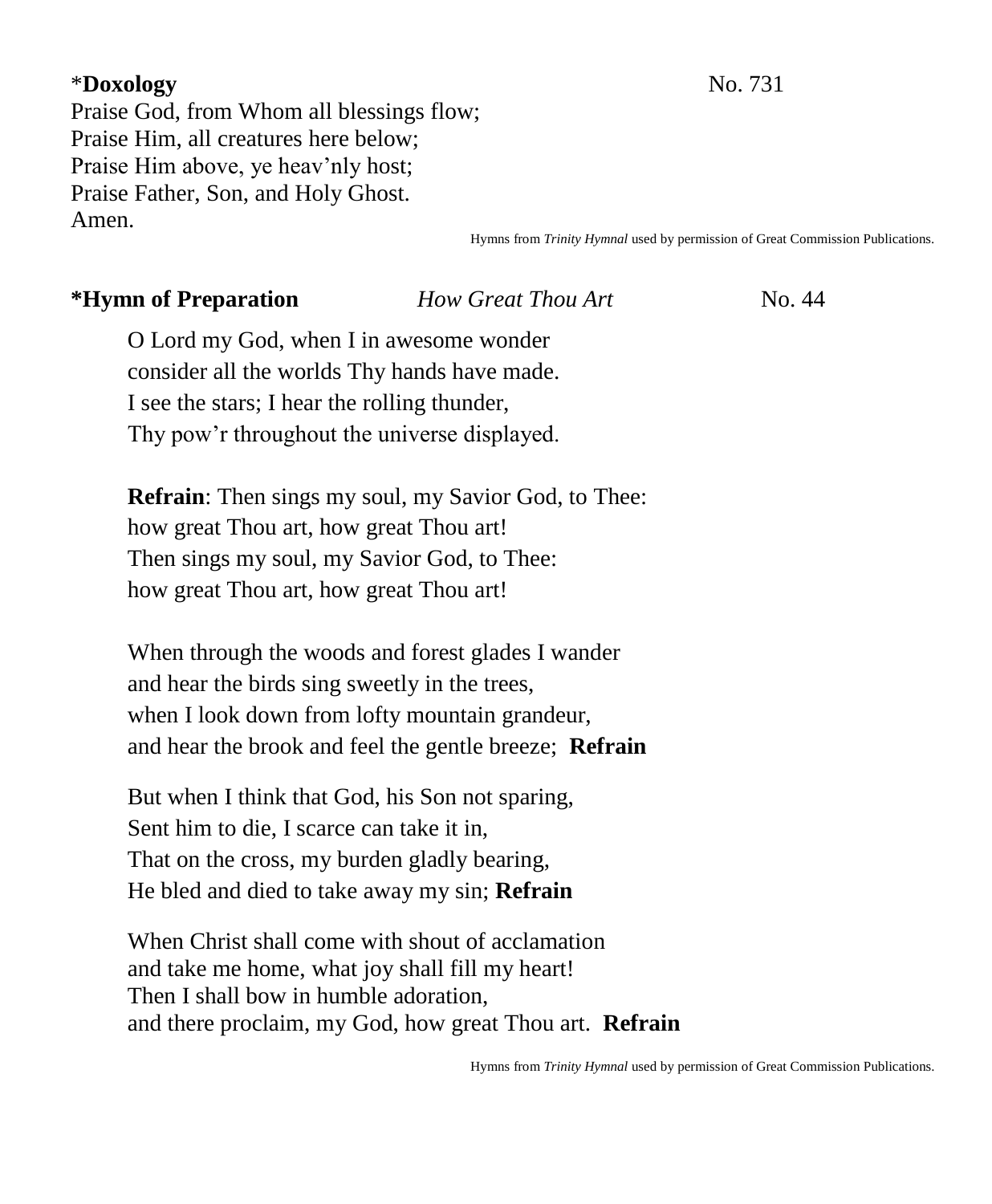*__Doxology__ No. 731

Praise God, from Whom all blessings flow;
Praise Him, all creatures here below;
Praise Him above, ye heav'nly host;
Praise Father, Son, and Holy Ghost.
Amen.

Hymns from *Trinity Hymnal* used by permission of Great Commission Publications.

**\*Hymn of Preparation** *How Great Thou Art* No. 44

O Lord my God, when I in awesome wonder
consider all the worlds Thy hands have made.
I see the stars; I hear the rolling thunder,
Thy pow'r throughout the universe displayed.

**Refrain**: Then sings my soul, my Savior God, to Thee:
how great Thou art, how great Thou art!
Then sings my soul, my Savior God, to Thee:
how great Thou art, how great Thou art!

When through the woods and forest glades I wander
and hear the birds sing sweetly in the trees,
when I look down from lofty mountain grandeur,
and hear the brook and feel the gentle breeze; **Refrain**

But when I think that God, his Son not sparing,
Sent him to die, I scarce can take it in,
That on the cross, my burden gladly bearing,
He bled and died to take away my sin; **Refrain**

When Christ shall come with shout of acclamation
and take me home, what joy shall fill my heart!
Then I shall bow in humble adoration,
and there proclaim, my God, how great Thou art. **Refrain**

Hymns from *Trinity Hymnal* used by permission of Great Commission Publications.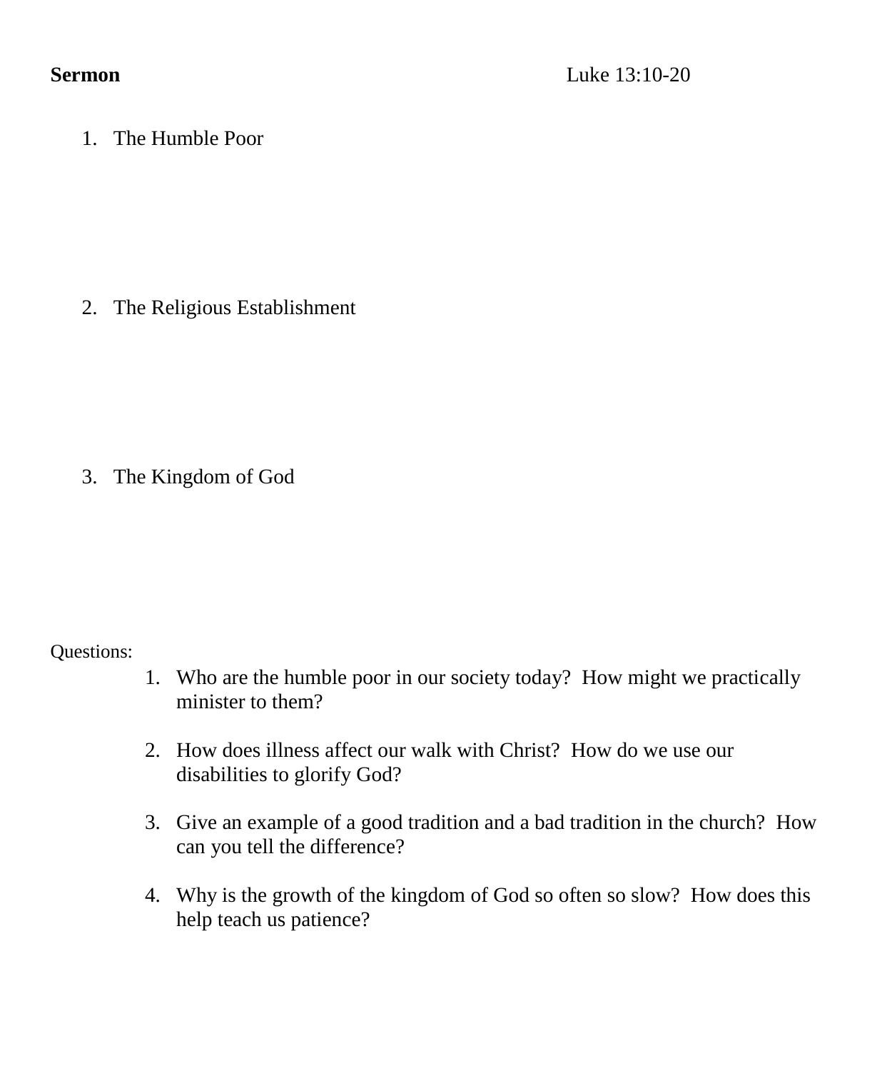**Sermon** Luke 13:10-20

1. The Humble Poor

2. The Religious Establishment

3. The Kingdom of God

Questions:

1. Who are the humble poor in our society today? How might we practically minister to them?

2. How does illness affect our walk with Christ? How do we use our disabilities to glorify God?

3. Give an example of a good tradition and a bad tradition in the church? How can you tell the difference?

4. Why is the growth of the kingdom of God so often so slow? How does this help teach us patience?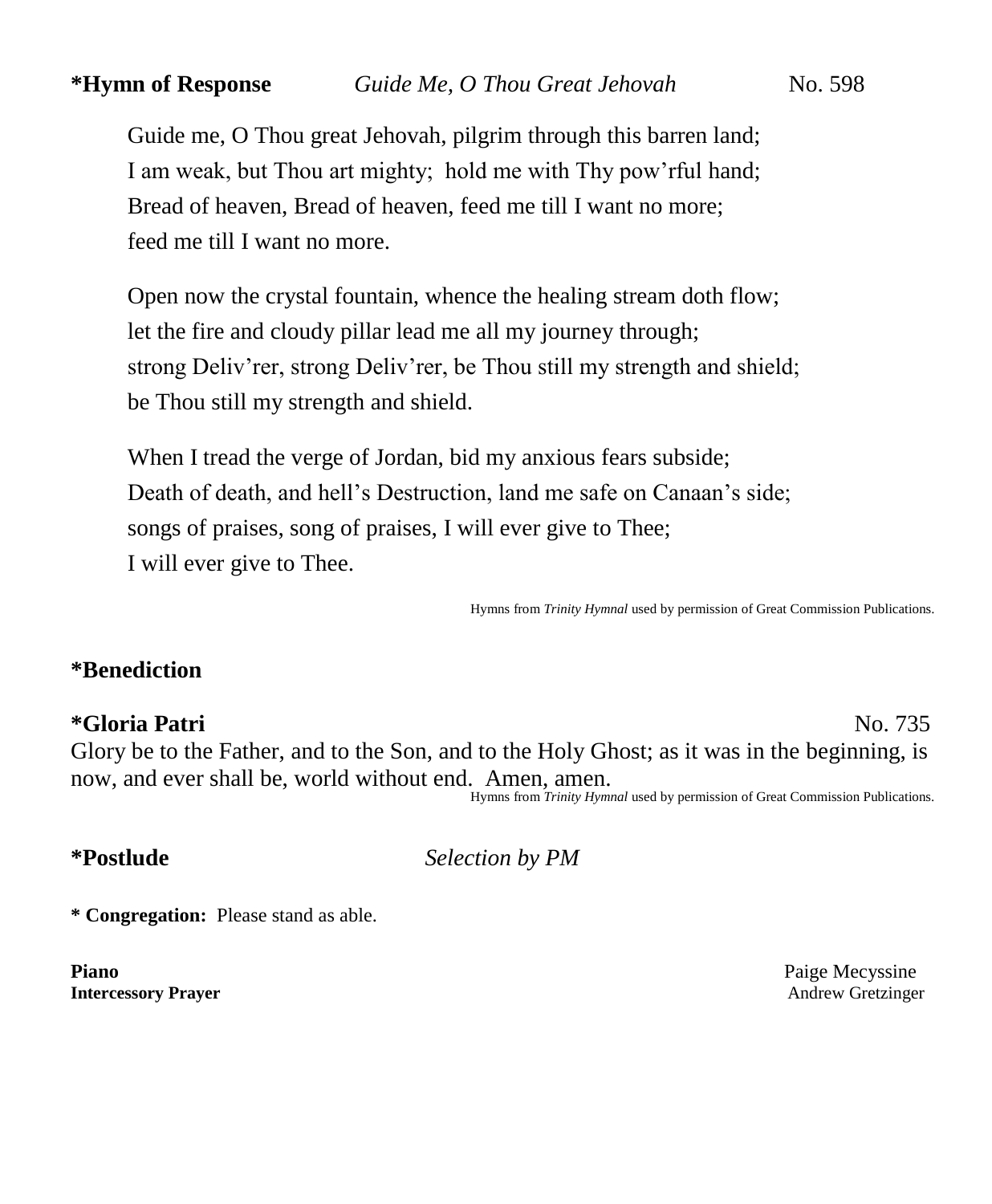**\*Hymn of Response** *Guide Me, O Thou Great Jehovah* No. 598

Guide me, O Thou great Jehovah, pilgrim through this barren land;  
I am weak, but Thou art mighty; hold me with Thy pow'rful hand;  
Bread of heaven, Bread of heaven, feed me till I want no more;  
feed me till I want no more.

Open now the crystal fountain, whence the healing stream doth flow;  
let the fire and cloudy pillar lead me all my journey through;  
strong Deliv'rer, strong Deliv'rer, be Thou still my strength and shield;  
be Thou still my strength and shield.

When I tread the verge of Jordan, bid my anxious fears subside;  
Death of death, and hell's Destruction, land me safe on Canaan's side;  
songs of praises, song of praises, I will ever give to Thee;  
I will ever give to Thee.

Hymns from *Trinity Hymnal* used by permission of Great Commission Publications.

**\*Benediction**

**\*Gloria Patri** No. 735

Glory be to the Father, and to the Son, and to the Holy Ghost; as it was in the beginning, is now, and ever shall be, world without end. Amen, amen.

Hymns from *Trinity Hymnal* used by permission of Great Commission Publications.

**\*Postlude** *Selection by PM*

**\* Congregation:** Please stand as able.

**Piano** Paige Mecyssine  
**Intercessory Prayer** Andrew Gretzinger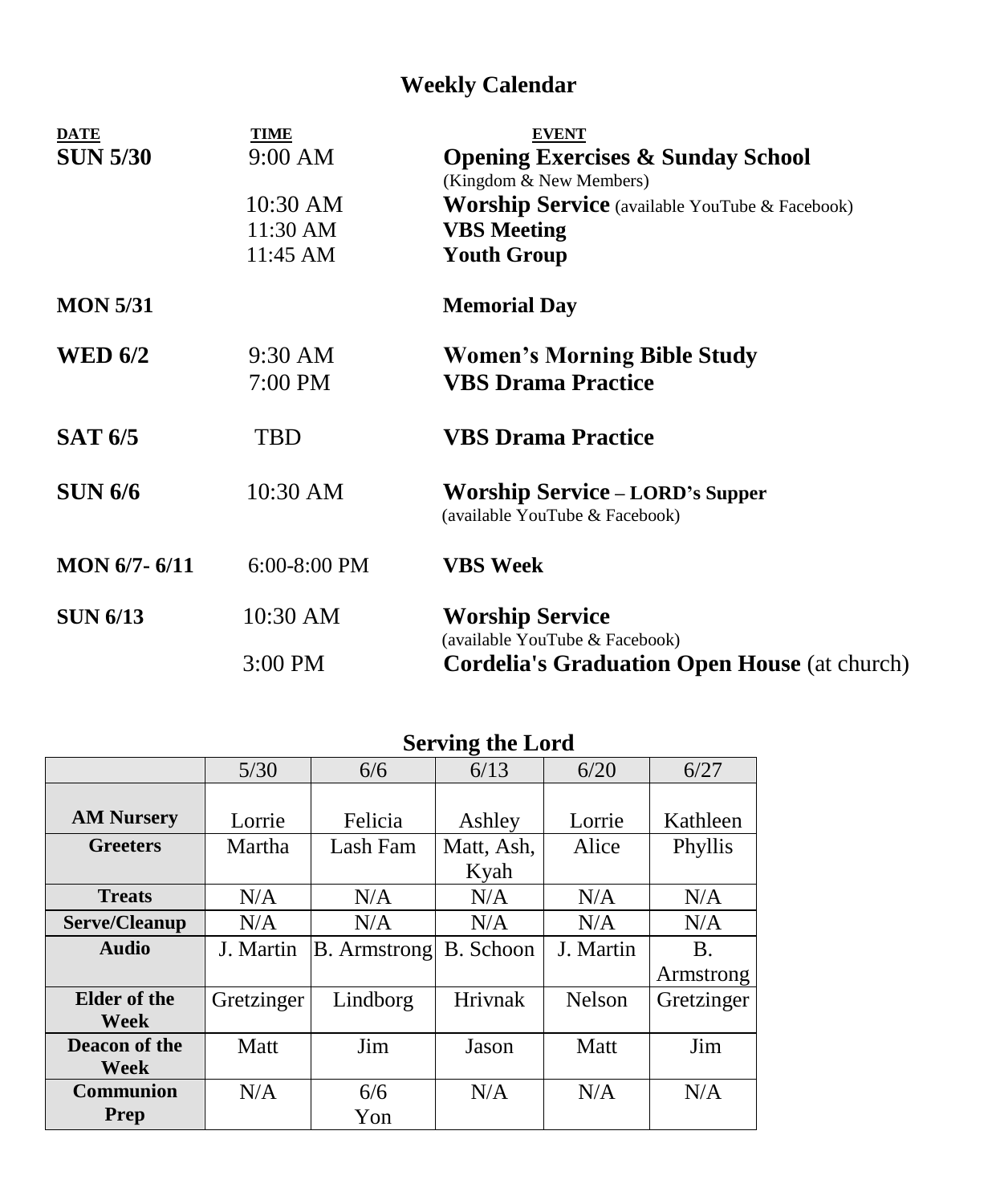# Weekly Calendar

| DATE | TIME | EVENT |
|---|---|---|
| **SUN 5/30** | 9:00 AM | **Opening Exercises & Sunday School** (Kingdom & New Members) |
| | 10:30 AM | **Worship Service** (available YouTube & Facebook) |
| | 11:30 AM | **VBS Meeting** |
| | 11:45 AM | **Youth Group** |
| **MON 5/31** | | **Memorial Day** |
| **WED 6/2** | 9:30 AM | **Women's Morning Bible Study** |
| | 7:00 PM | **VBS Drama Practice** |
| **SAT 6/5** | TBD | **VBS Drama Practice** |
| **SUN 6/6** | 10:30 AM | **Worship Service – LORD's Supper** (available YouTube & Facebook) |
| **MON 6/7- 6/11** | 6:00-8:00 PM | **VBS Week** |
| **SUN 6/13** | 10:30 AM | **Worship Service** (available YouTube & Facebook) |
| | 3:00 PM | **Cordelia's Graduation Open House** (at church) |

## Serving the Lord

| | 5/30 | 6/6 | 6/13 | 6/20 | 6/27 |
|---|---|---|---|---|---|
| **AM Nursery** | Lorrie | Felicia | Ashley | Lorrie | Kathleen |
| **Greeters** | Martha | Lash Fam | Matt, Ash, Kyah | Alice | Phyllis |
| **Treats** | N/A | N/A | N/A | N/A | N/A |
| **Serve/Cleanup** | N/A | N/A | N/A | N/A | N/A |
| **Audio** | J. Martin | B. Armstrong | B. Schoon | J. Martin | B. Armstrong |
| **Elder of the Week** | Gretzinger | Lindborg | Hrivnak | Nelson | Gretzinger |
| **Deacon of the Week** | Matt | Jim | Jason | Matt | Jim |
| **Communion Prep** | N/A | 6/6 Yon | N/A | N/A | N/A |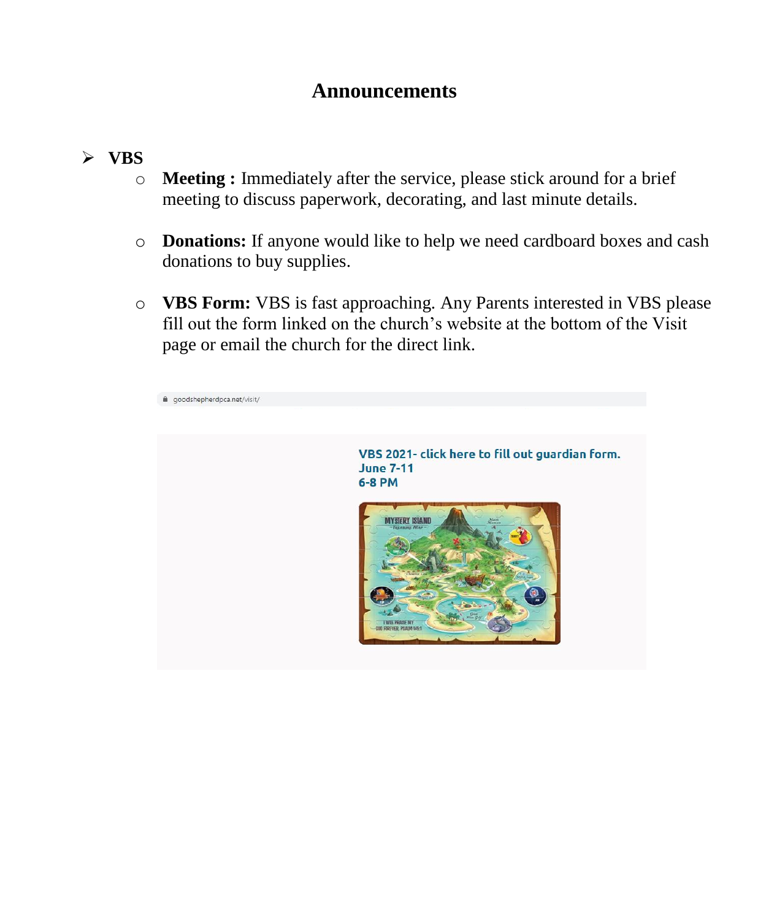# Announcements

- **VBS**
  - **Meeting :** Immediately after the service, please stick around for a brief meeting to discuss paperwork, decorating, and last minute details.

  - **Donations:** If anyone would like to help we need cardboard boxes and cash donations to buy supplies.

  - **VBS Form:** VBS is fast approaching. Any Parents interested in VBS please fill out the form linked on the church's website at the bottom of the Visit page or email the church for the direct link.

goodshepherdpca.net/visit/

**VBS 2021- click here to fill out guardian form.**
**June 7-11**
**6-8 PM**